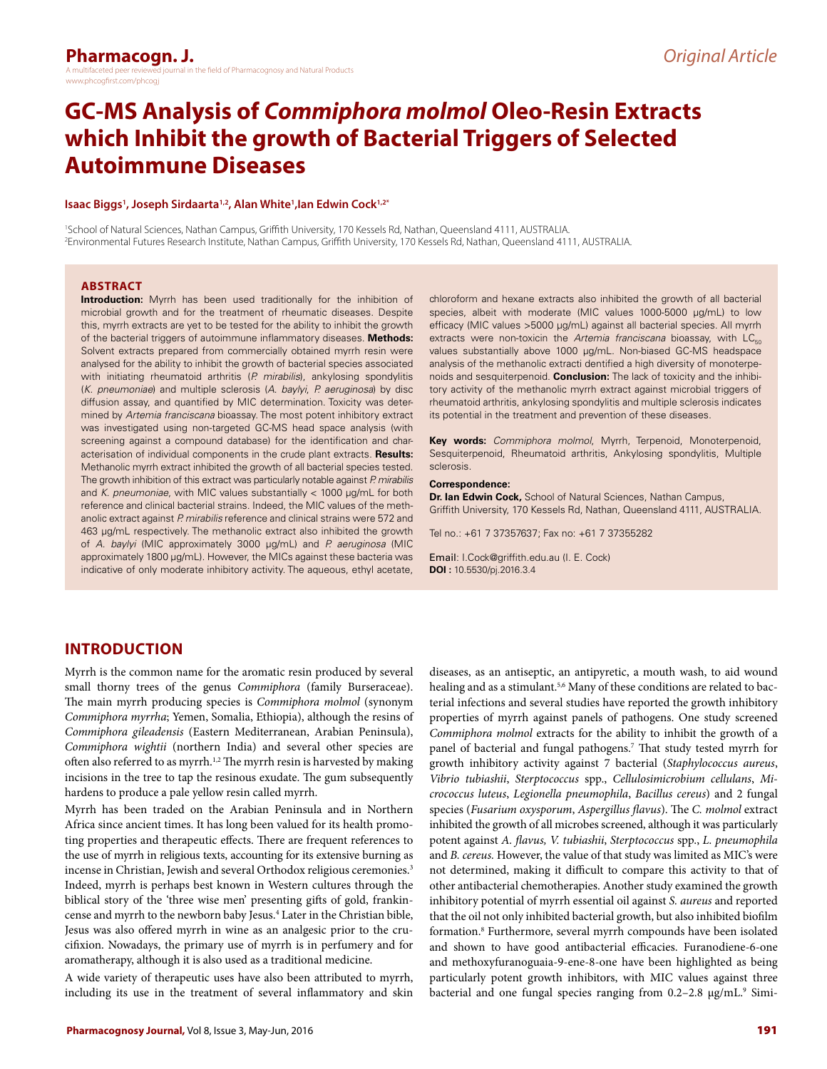Original Article

# GC-MS Analysis of *Commiphora molmol* Oleo-Resin Extracts which Inhibit the growth of Bacterial Triggers of Selected Autoimmune Diseases

**Isaac Biggs[1], Joseph Sirdaarta[1,2], Alan White[1], Ian Edwin Cock[1,2*]**

[1]School of Natural Sciences, Nathan Campus, Griffith University, 170 Kessels Rd, Nathan, Queensland 4111, AUSTRALIA.
[2]Environmental Futures Research Institute, Nathan Campus, Griffith University, 170 Kessels Rd, Nathan, Queensland 4111, AUSTRALIA.

## ABSTRACT

**Introduction:** Myrrh has been used traditionally for the inhibition of microbial growth and for the treatment of rheumatic diseases. Despite this, myrrh extracts are yet to be tested for the ability to inhibit the growth of the bacterial triggers of autoimmune inflammatory diseases. **Methods:** Solvent extracts prepared from commercially obtained myrrh resin were analysed for the ability to inhibit the growth of bacterial species associated with initiating rheumatoid arthritis (*P. mirabilis*), ankylosing spondylitis (*K. pneumoniae*) and multiple sclerosis (*A. baylyi*, *P. aeruginosa*) by disc diffusion assay, and quantified by MIC determination. Toxicity was determined by *Artemia franciscana* bioassay. The most potent inhibitory extract was investigated using non-targeted GC-MS head space analysis (with screening against a compound database) for the identification and characterisation of individual components in the crude plant extracts. **Results:** Methanolic myrrh extract inhibited the growth of all bacterial species tested. The growth inhibition of this extract was particularly notable against *P. mirabilis* and *K. pneumoniae*, with MIC values substantially < 1000 µg/mL for both reference and clinical bacterial strains. Indeed, the MIC values of the methanolic extract against *P. mirabilis* reference and clinical strains were 572 and 463 µg/mL respectively. The methanolic extract also inhibited the growth of *A. baylyi* (MIC approximately 3000 µg/mL) and *P. aeruginosa* (MIC approximately 1800 µg/mL). However, the MICs against these bacteria was indicative of only moderate inhibitory activity. The aqueous, ethyl acetate, chloroform and hexane extracts also inhibited the growth of all bacterial species, albeit with moderate (MIC values 1000-5000 µg/mL) to low efficacy (MIC values >5000 µg/mL) against all bacterial species. All myrrh extracts were non-toxicin the *Artemia franciscana* bioassay, with $LC_{50}$ values substantially above 1000 µg/mL. Non-biased GC-MS headspace analysis of the methanolic extracti dentified a high diversity of monoterpenoids and sesquiterpenoid. **Conclusion:** The lack of toxicity and the inhibitory activity of the methanolic myrrh extract against microbial triggers of rheumatoid arthritis, ankylosing spondylitis and multiple sclerosis indicates its potential in the treatment and prevention of these diseases.

**Key words:** *Commiphora molmol*, Myrrh, Terpenoid, Monoterpenoid, Sesquiterpenoid, Rheumatoid arthritis, Ankylosing spondylitis, Multiple sclerosis.

**Correspondence:**
**Dr. Ian Edwin Cock,** School of Natural Sciences, Nathan Campus, Griffith University, 170 Kessels Rd, Nathan, Queensland 4111, AUSTRALIA.

Tel no.: +61 7 37357637; Fax no: +61 7 37355282

Email: I.Cock@griffith.edu.au (I. E. Cock)
**DOI :** 10.5530/pj.2016.3.4

## INTRODUCTION

Myrrh is the common name for the aromatic resin produced by several small thorny trees of the genus *Commiphora* (family Burseraceae). The main myrrh producing species is *Commiphora molmol* (synonym *Commiphora myrrha*; Yemen, Somalia, Ethiopia), although the resins of *Commiphora gileadensis* (Eastern Mediterranean, Arabian Peninsula), *Commiphora wightii* (northern India) and several other species are often also referred to as myrrh.[1,2] The myrrh resin is harvested by making incisions in the tree to tap the resinous exudate. The gum subsequently hardens to produce a pale yellow resin called myrrh.

Myrrh has been traded on the Arabian Peninsula and in Northern Africa since ancient times. It has long been valued for its health promoting properties and therapeutic effects. There are frequent references to the use of myrrh in religious texts, accounting for its extensive burning as incense in Christian, Jewish and several Orthodox religious ceremonies.[3] Indeed, myrrh is perhaps best known in Western cultures through the biblical story of the 'three wise men' presenting gifts of gold, frankincense and myrrh to the newborn baby Jesus.[4] Later in the Christian bible, Jesus was also offered myrrh in wine as an analgesic prior to the crucifixion. Nowadays, the primary use of myrrh is in perfumery and for aromatherapy, although it is also used as a traditional medicine.

A wide variety of therapeutic uses have also been attributed to myrrh, including its use in the treatment of several inflammatory and skin diseases, as an antiseptic, an antipyretic, a mouth wash, to aid wound healing and as a stimulant.[5,6] Many of these conditions are related to bacterial infections and several studies have reported the growth inhibitory properties of myrrh against panels of pathogens. One study screened *Commiphora molmol* extracts for the ability to inhibit the growth of a panel of bacterial and fungal pathogens.[7] That study tested myrrh for growth inhibitory activity against 7 bacterial (*Staphylococcus aureus*, *Vibrio tubiashii*, *Sterptococcus* spp., *Cellulosimicrobium cellulans*, *Micrococcus luteus*, *Legionella pneumophila*, *Bacillus cereus*) and 2 fungal species (*Fusarium oxysporum*, *Aspergillus flavus*). The *C. molmol* extract inhibited the growth of all microbes screened, although it was particularly potent against *A. flavus, V. tubiashii*, *Sterptococcus* spp., *L. pneumophila* and *B. cereus.* However, the value of that study was limited as MIC's were not determined, making it difficult to compare this activity to that of other antibacterial chemotherapies. Another study examined the growth inhibitory potential of myrrh essential oil against *S. aureus* and reported that the oil not only inhibited bacterial growth, but also inhibited biofilm formation.[8] Furthermore, several myrrh compounds have been isolated and shown to have good antibacterial efficacies. Furanodiene-6-one and methoxyfuranoguaia-9-ene-8-one have been highlighted as being particularly potent growth inhibitors, with MIC values against three bacterial and one fungal species ranging from 0.2–2.8 µg/mL.[9] Simi-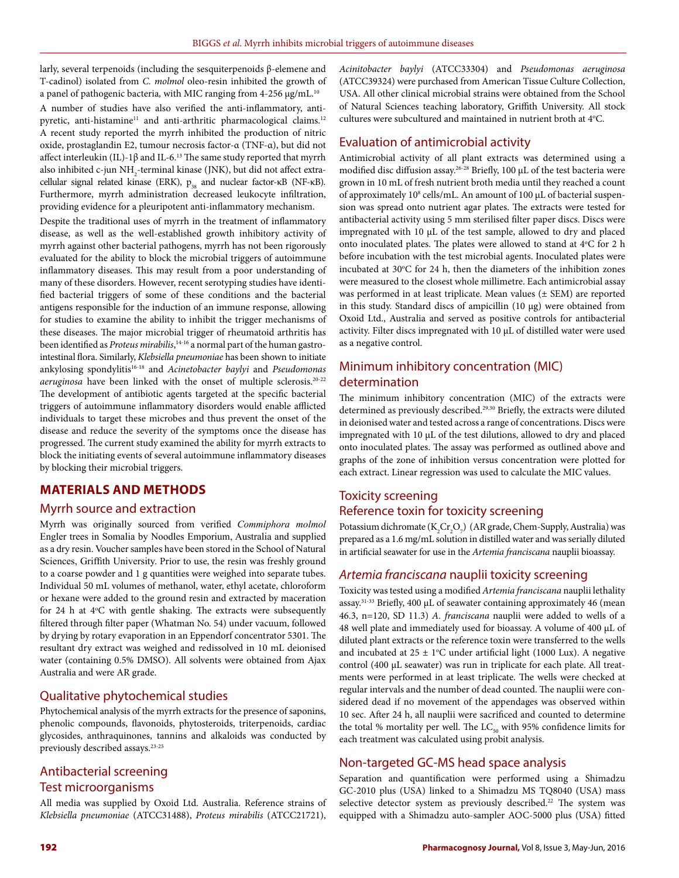larly, several terpenoids (including the sesquiterpenoids β-elemene and T-cadinol) isolated from *C. molmol* oleo-resin inhibited the growth of a panel of pathogenic bacteria, with MIC ranging from 4-256 μg/mL.[10]

A number of studies have also verified the anti-inflammatory, anti-pyretic, anti-histamine[11] and anti-arthritic pharmacological claims.[12] A recent study reported the myrrh inhibited the production of nitric oxide, prostaglandin E2, tumour necrosis factor-α (TNF-α), but did not affect interleukin (IL)-1β and IL-6.[13] The same study reported that myrrh also inhibited c-jun $NH_2$-terminal kinase (JNK), but did not affect extracellular signal related kinase (ERK), $p_{38}$ and nuclear factor-κB (NF-κB). Furthermore, myrrh administration decreased leukocyte infiltration, providing evidence for a pleuripotent anti-inflammatory mechanism.

Despite the traditional uses of myrrh in the treatment of inflammatory disease, as well as the well-established growth inhibitory activity of myrrh against other bacterial pathogens, myrrh has not been rigorously evaluated for the ability to block the microbial triggers of autoimmune inflammatory diseases. This may result from a poor understanding of many of these disorders. However, recent serotyping studies have identified bacterial triggers of some of these conditions and the bacterial antigens responsible for the induction of an immune response, allowing for studies to examine the ability to inhibit the trigger mechanisms of these diseases. The major microbial trigger of rheumatoid arthritis has been identified as *Proteus mirabilis*,[14-16] a normal part of the human gastrointestinal flora. Similarly, *Klebsiella pneumoniae* has been shown to initiate ankylosing spondylitis[16-18] and *Acinetobacter baylyi* and *Pseudomonas aeruginosa* have been linked with the onset of multiple sclerosis.[20-22] The development of antibiotic agents targeted at the specific bacterial triggers of autoimmune inflammatory disorders would enable afflicted individuals to target these microbes and thus prevent the onset of the disease and reduce the severity of the symptoms once the disease has progressed. The current study examined the ability for myrrh extracts to block the initiating events of several autoimmune inflammatory diseases by blocking their microbial triggers.

## MATERIALS AND METHODS

### Myrrh source and extraction

Myrrh was originally sourced from verified *Commiphora molmol* Engler trees in Somalia by Noodles Emporium, Australia and supplied as a dry resin. Voucher samples have been stored in the School of Natural Sciences, Griffith University. Prior to use, the resin was freshly ground to a coarse powder and 1 g quantities were weighed into separate tubes. Individual 50 mL volumes of methanol, water, ethyl acetate, chloroform or hexane were added to the ground resin and extracted by maceration for 24 h at 4°C with gentle shaking. The extracts were subsequently filtered through filter paper (Whatman No. 54) under vacuum, followed by drying by rotary evaporation in an Eppendorf concentrator 5301. The resultant dry extract was weighed and redissolved in 10 mL deionised water (containing 0.5% DMSO). All solvents were obtained from Ajax Australia and were AR grade.

### Qualitative phytochemical studies

Phytochemical analysis of the myrrh extracts for the presence of saponins, phenolic compounds, flavonoids, phytosteroids, triterpenoids, cardiac glycosides, anthraquinones, tannins and alkaloids was conducted by previously described assays.[23-25]

### Antibacterial screening

#### Test microorganisms

All media was supplied by Oxoid Ltd. Australia. Reference strains of *Klebsiella pneumoniae* (ATCC31488), *Proteus mirabilis* (ATCC21721), *Acinitobacter baylyi* (ATCC33304) and *Pseudomonas aeruginosa* (ATCC39324) were purchased from American Tissue Culture Collection, USA. All other clinical microbial strains were obtained from the School of Natural Sciences teaching laboratory, Griffith University. All stock cultures were subcultured and maintained in nutrient broth at 4°C.

### Evaluation of antimicrobial activity

Antimicrobial activity of all plant extracts was determined using a modified disc diffusion assay.[26-28] Briefly, 100 μL of the test bacteria were grown in 10 mL of fresh nutrient broth media until they reached a count of approximately $10^8$ cells/mL. An amount of 100 μL of bacterial suspension was spread onto nutrient agar plates. The extracts were tested for antibacterial activity using 5 mm sterilised filter paper discs. Discs were impregnated with 10 μL of the test sample, allowed to dry and placed onto inoculated plates. The plates were allowed to stand at 4°C for 2 h before incubation with the test microbial agents. Inoculated plates were incubated at 30°C for 24 h, then the diameters of the inhibition zones were measured to the closest whole millimetre. Each antimicrobial assay was performed in at least triplicate. Mean values (± SEM) are reported in this study. Standard discs of ampicillin (10 μg) were obtained from Oxoid Ltd., Australia and served as positive controls for antibacterial activity. Filter discs impregnated with 10 μL of distilled water were used as a negative control.

### Minimum inhibitory concentration (MIC) determination

The minimum inhibitory concentration (MIC) of the extracts were determined as previously described.[29,30] Briefly, the extracts were diluted in deionised water and tested across a range of concentrations. Discs were impregnated with 10 μL of the test dilutions, allowed to dry and placed onto inoculated plates. The assay was performed as outlined above and graphs of the zone of inhibition versus concentration were plotted for each extract. Linear regression was used to calculate the MIC values.

### Toxicity screening

#### Reference toxin for toxicity screening

Potassium dichromate ($K_2Cr_2O_7$) (AR grade, Chem-Supply, Australia) was prepared as a 1.6 mg/mL solution in distilled water and was serially diluted in artificial seawater for use in the *Artemia franciscana* nauplii bioassay.

### *Artemia franciscana* nauplii toxicity screening

Toxicity was tested using a modified *Artemia franciscana* nauplii lethality assay.[31-33] Briefly, 400 μL of seawater containing approximately 46 (mean 46.3, n=120, SD 11.3) *A. franciscana* nauplii were added to wells of a 48 well plate and immediately used for bioassay. A volume of 400 μL of diluted plant extracts or the reference toxin were transferred to the wells and incubated at 25 ± 1°C under artificial light (1000 Lux). A negative control (400 μL seawater) was run in triplicate for each plate. All treatments were performed in at least triplicate. The wells were checked at regular intervals and the number of dead counted. The nauplii were considered dead if no movement of the appendages was observed within 10 sec. After 24 h, all nauplii were sacrificed and counted to determine the total % mortality per well. The $LC_{50}$ with 95% confidence limits for each treatment was calculated using probit analysis.

### Non-targeted GC-MS head space analysis

Separation and quantification were performed using a Shimadzu GC-2010 plus (USA) linked to a Shimadzu MS TQ8040 (USA) mass selective detector system as previously described.[22] The system was equipped with a Shimadzu auto-sampler AOC-5000 plus (USA) fitted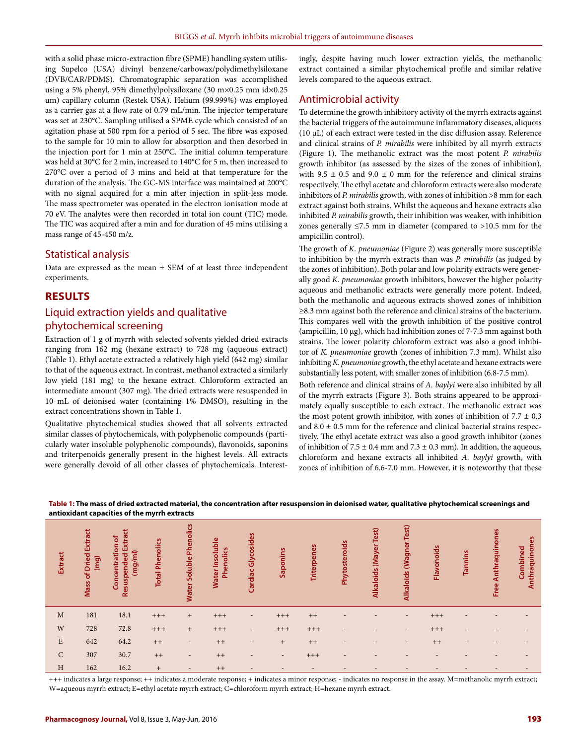with a solid phase micro-extraction fibre (SPME) handling system utilising Supelco (USA) divinyl benzene/carbowax/polydimethylsiloxane (DVB/CAR/PDMS). Chromatographic separation was accomplished using a 5% phenyl, 95% dimethylpolysiloxane (30 m×0.25 mm id×0.25 um) capillary column (Restek USA). Helium (99.999%) was employed as a carrier gas at a flow rate of 0.79 mL/min. The injector temperature was set at 230°C. Sampling utilised a SPME cycle which consisted of an agitation phase at 500 rpm for a period of 5 sec. The fibre was exposed to the sample for 10 min to allow for absorption and then desorbed in the injection port for 1 min at 250°C. The initial column temperature was held at 30°C for 2 min, increased to 140°C for 5 m, then increased to 270°C over a period of 3 mins and held at that temperature for the duration of the analysis. The GC-MS interface was maintained at 200°C with no signal acquired for a min after injection in split-less mode. The mass spectrometer was operated in the electron ionisation mode at 70 eV. The analytes were then recorded in total ion count (TIC) mode. The TIC was acquired after a min and for duration of 45 mins utilising a mass range of 45-450 m/z.

## Statistical analysis

Data are expressed as the mean ± SEM of at least three independent experiments.

# RESULTS

## Liquid extraction yields and qualitative phytochemical screening

Extraction of 1 g of myrrh with selected solvents yielded dried extracts ranging from 162 mg (hexane extract) to 728 mg (aqueous extract) (Table 1). Ethyl acetate extracted a relatively high yield (642 mg) similar to that of the aqueous extract. In contrast, methanol extracted a similarly low yield (181 mg) to the hexane extract. Chloroform extracted an intermediate amount (307 mg). The dried extracts were resuspended in 10 mL of deionised water (containing 1% DMSO), resulting in the extract concentrations shown in Table 1.

Qualitative phytochemical studies showed that all solvents extracted similar classes of phytochemicals, with polyphenolic compounds (particularly water insoluble polyphenolic compounds), flavonoids, saponins and triterpenoids generally present in the highest levels. All extracts were generally devoid of all other classes of phytochemicals. Interestingly, despite having much lower extraction yields, the methanolic extract contained a similar phytochemical profile and similar relative levels compared to the aqueous extract.

## Antimicrobial activity

To determine the growth inhibitory activity of the myrrh extracts against the bacterial triggers of the autoimmune inflammatory diseases, aliquots (10 µL) of each extract were tested in the disc diffusion assay. Reference and clinical strains of *P. mirabilis* were inhibited by all myrrh extracts (Figure 1). The methanolic extract was the most potent *P. mirabilis* growth inhibitor (as assessed by the sizes of the zones of inhibition), with 9.5 ± 0.5 and 9.0 ± 0 mm for the reference and clinical strains respectively. The ethyl acetate and chloroform extracts were also moderate inhibitors of *P. mirabilis* growth, with zones of inhibition >8 mm for each extract against both strains. Whilst the aqueous and hexane extracts also inhibited *P. mirabilis* growth, their inhibition was weaker, with inhibition zones generally ≤7.5 mm in diameter (compared to >10.5 mm for the ampicillin control).

The growth of *K. pneumoniae* (Figure 2) was generally more susceptible to inhibition by the myrrh extracts than was *P. mirabilis* (as judged by the zones of inhibition). Both polar and low polarity extracts were generally good *K. pneumoniae* growth inhibitors, however the higher polarity aqueous and methanolic extracts were generally more potent. Indeed, both the methanolic and aqueous extracts showed zones of inhibition ≥8.3 mm against both the reference and clinical strains of the bacterium. This compares well with the growth inhibition of the positive control (ampicillin, 10 µg), which had inhibition zones of 7-7.3 mm against both strains. The lower polarity chloroform extract was also a good inhibitor of *K. pneumoniae* growth (zones of inhibition 7.3 mm). Whilst also inhibiting *K. pneumoniae* growth, the ethyl acetate and hexane extracts were substantially less potent, with smaller zones of inhibition (6.8-7.5 mm).

Both reference and clinical strains of *A. baylyi* were also inhibited by all of the myrrh extracts (Figure 3). Both strains appeared to be approximately equally susceptible to each extract. The methanolic extract was the most potent growth inhibitor, with zones of inhibition of 7.7 ± 0.3 and 8.0 ± 0.5 mm for the reference and clinical bacterial strains respectively. The ethyl acetate extract was also a good growth inhibitor (zones of inhibition of 7.5 ± 0.4 mm and 7.3 ± 0.3 mm). In addition, the aqueous, chloroform and hexane extracts all inhibited *A. baylyi* growth, with zones of inhibition of 6.6-7.0 mm. However, it is noteworthy that these

**Table 1: The mass of dried extracted material, the concentration after resuspension in deionised water, qualitative phytochemical screenings and antioxidant capacities of the myrrh extracts**

| Extract | Mass of Dried Extract (mg) | Concentration of Resuspended Extract (mg/ml) | Total Phenolics | Water Soluble Phenolics | Water Insoluble Phenolics | Cardiac Glycosides | Saponins | Triterpenes | Phytosteroids | Alkaloids (Mayer Test) | Alkaloids (Wagner Test) | Flavonoids | Tannins | Free Anthraquinones | Combined Anthraquinones |
|---|---|---|---|---|---|---|---|---|---|---|---|---|---|---|---|
| M | 181 | 18.1 | +++ | + | +++ | - | +++ | ++ | - | - | - | +++ | - | - | - |
| W | 728 | 72.8 | +++ | + | +++ | - | +++ | +++ | - | - | - | +++ | - | - | - |
| E | 642 | 64.2 | ++ | - | ++ | - | + | ++ | - | - | - | ++ | - | - | - |
| C | 307 | 30.7 | ++ | - | ++ | - | - | +++ | - | - | - | - | - | - | - |
| H | 162 | 16.2 | + | - | ++ | - | - | - | - | - | - | - | - | - | - |

+++ indicates a large response; ++ indicates a moderate response; + indicates a minor response; - indicates no response in the assay. M=methanolic myrrh extract; W=aqueous myrrh extract; E=ethyl acetate myrrh extract; C=chloroform myrrh extract; H=hexane myrrh extract.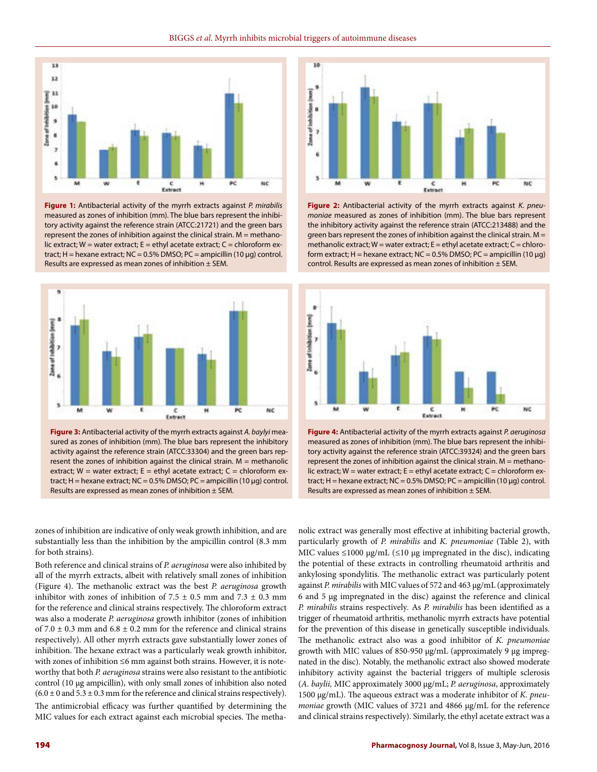**Figure 1:** Antibacterial activity of the myrrh extracts against *P. mirabilis* measured as zones of inhibition (mm). The blue bars represent the inhibitory activity against the reference strain (ATCC:21721) and the green bars represent the zones of inhibition against the clinical strain. M = methanolic extract; W = water extract; E = ethyl acetate extract; C = chloroform extract; H = hexane extract; NC = 0.5% DMSO; PC = ampicillin (10 µg) control. Results are expressed as mean zones of inhibition ± SEM.

**Figure 2:** Antibacterial activity of the myrrh extracts against *K. pneumoniae* measured as zones of inhibition (mm). The blue bars represent the inhibitory activity against the reference strain (ATCC:213488) and the green bars represent the zones of inhibition against the clinical strain. M = methanolic extract; W = water extract; E = ethyl acetate extract; C = chloroform extract; H = hexane extract; NC = 0.5% DMSO; PC = ampicillin (10 µg) control. Results are expressed as mean zones of inhibition ± SEM.

**Figure 3:** Antibacterial activity of the myrrh extracts against *A. baylyi* measured as zones of inhibition (mm). The blue bars represent the inhibitory activity against the reference strain (ATCC:33304) and the green bars represent the zones of inhibition against the clinical strain. M = methanolic extract; W = water extract; E = ethyl acetate extract; C = chloroform extract; H = hexane extract; NC = 0.5% DMSO; PC = ampicillin (10 µg) control. Results are expressed as mean zones of inhibition ± SEM.

**Figure 4:** Antibacterial activity of the myrrh extracts against *P. aeruginosa* measured as zones of inhibition (mm). The blue bars represent the inhibitory activity against the reference strain (ATCC:39324) and the green bars represent the zones of inhibition against the clinical strain. M = methanolic extract; W = water extract; E = ethyl acetate extract; C = chloroform extract; H = hexane extract; NC = 0.5% DMSO; PC = ampicillin (10 µg) control. Results are expressed as mean zones of inhibition ± SEM.

zones of inhibition are indicative of only weak growth inhibition, and are substantially less than the inhibition by the ampicillin control (8.3 mm for both strains).

Both reference and clinical strains of *P. aeruginosa* were also inhibited by all of the myrrh extracts, albeit with relatively small zones of inhibition (Figure 4). The methanolic extract was the best *P. aeruginosa* growth inhibitor with zones of inhibition of 7.5 ± 0.5 mm and 7.3 ± 0.3 mm for the reference and clinical strains respectively. The chloroform extract was also a moderate *P. aeruginosa* growth inhibitor (zones of inhibition of 7.0 ± 0.3 mm and 6.8 ± 0.2 mm for the reference and clinical strains respectively). All other myrrh extracts gave substantially lower zones of inhibition. The hexane extract was a particularly weak growth inhibitor, with zones of inhibition ≤6 mm against both strains. However, it is noteworthy that both *P. aeruginosa* strains were also resistant to the antibiotic control (10 µg ampicillin), with only small zones of inhibition also noted (6.0 ± 0 and 5.3 ± 0.3 mm for the reference and clinical strains respectively).

The antimicrobial efficacy was further quantified by determining the MIC values for each extract against each microbial species. The methanolic extract was generally most effective at inhibiting bacterial growth, particularly growth of *P. mirabilis* and *K. pneumoniae* (Table 2), with MIC values ≤1000 µg/mL (≤10 µg impregnated in the disc), indicating the potential of these extracts in controlling rheumatoid arthritis and ankylosing spondylitis. The methanolic extract was particularly potent against *P. mirabilis* with MIC values of 572 and 463 µg/mL (approximately 6 and 5 µg impregnated in the disc) against the reference and clinical *P. mirabilis* strains respectively. As *P. mirabilis* has been identified as a trigger of rheumatoid arthritis, methanolic myrrh extracts have potential for the prevention of this disease in genetically susceptible individuals. The methanolic extract also was a good inhibitor of *K. pneumoniae* growth with MIC values of 850-950 µg/mL (approximately 9 µg impregnated in the disc). Notably, the methanolic extract also showed moderate inhibitory activity against the bacterial triggers of multiple sclerosis (*A. baylii,* MIC approximately 3000 µg/mL; *P. aeruginosa*, approximately 1500 µg/mL). The aqueous extract was a moderate inhibitor of *K. pneumoniae* growth (MIC values of 3721 and 4866 µg/mL for the reference and clinical strains respectively). Similarly, the ethyl acetate extract was a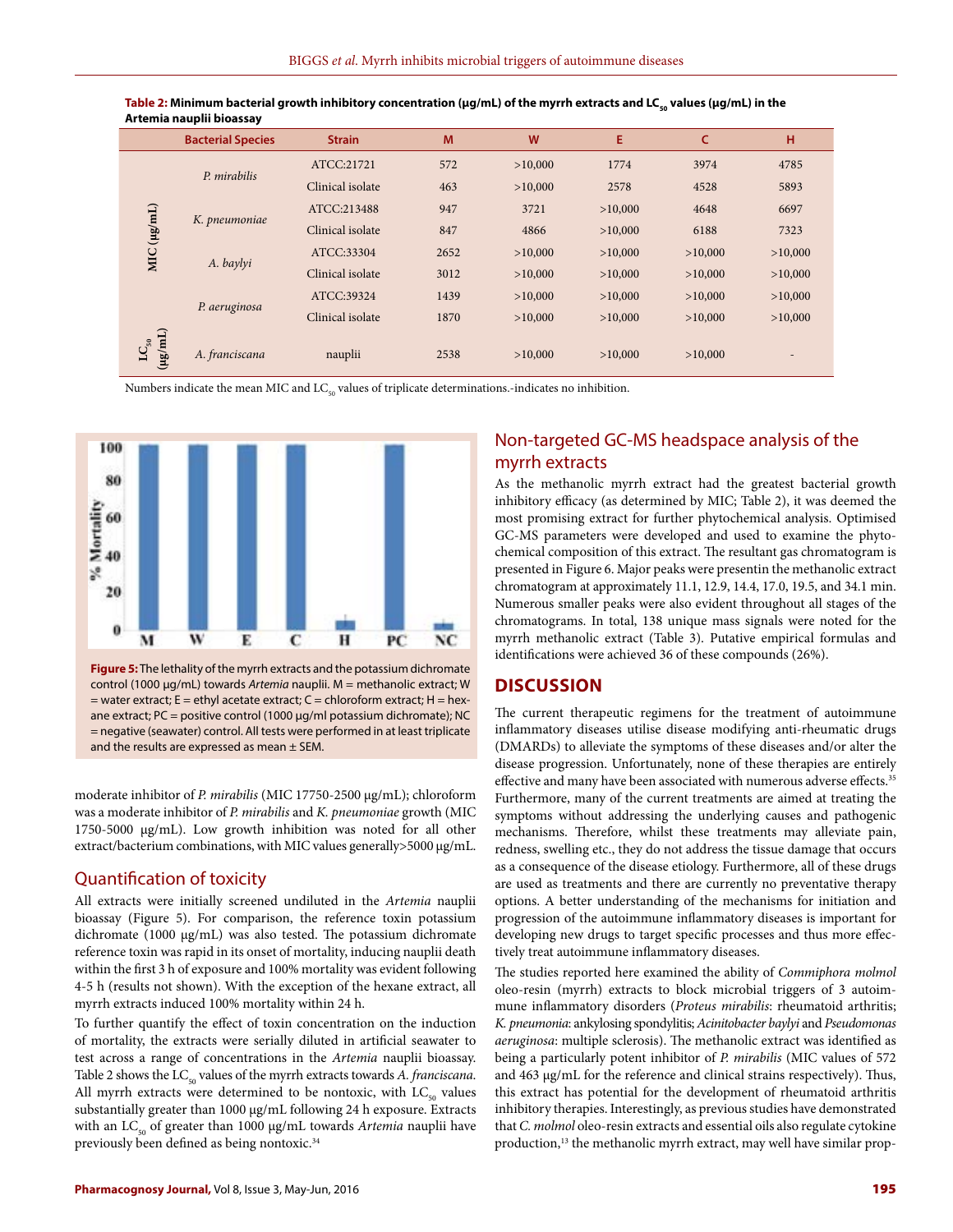**Table 2: Minimum bacterial growth inhibitory concentration (μg/mL) of the myrrh extracts and $LC_{50}$ values (μg/mL) in the Artemia nauplii bioassay**

| | Bacterial Species | Strain | M | W | E | C | H |
|---|---|---|---|---|---|---|---|
| MIC (μg/mL) | *P. mirabilis* | ATCC:21721 | 572 | >10,000 | 1774 | 3974 | 4785 |
| | | Clinical isolate | 463 | >10,000 | 2578 | 4528 | 5893 |
| | *K. pneumoniae* | ATCC:213488 | 947 | 3721 | >10,000 | 4648 | 6697 |
| | | Clinical isolate | 847 | 4866 | >10,000 | 6188 | 7323 |
| | *A. baylyi* | ATCC:33304 | 2652 | >10,000 | >10,000 | >10,000 | >10,000 |
| | | Clinical isolate | 3012 | >10,000 | >10,000 | >10,000 | >10,000 |
| | *P. aeruginosa* | ATCC:39324 | 1439 | >10,000 | >10,000 | >10,000 | >10,000 |
| | | Clinical isolate | 1870 | >10,000 | >10,000 | >10,000 | >10,000 |
| $LC_{50}$ (μg/mL) | *A. franciscana* | nauplii | 2538 | >10,000 | >10,000 | >10,000 | - |

Numbers indicate the mean MIC and $LC_{50}$ values of triplicate determinations.-indicates no inhibition.

**Figure 5:** The lethality of the myrrh extracts and the potassium dichromate control (1000 μg/mL) towards *Artemia* nauplii. M = methanolic extract; W = water extract; E = ethyl acetate extract; C = chloroform extract; H = hexane extract; PC = positive control (1000 μg/ml potassium dichromate); NC = negative (seawater) control. All tests were performed in at least triplicate and the results are expressed as mean ± SEM.

moderate inhibitor of *P. mirabilis* (MIC 17750-2500 μg/mL); chloroform was a moderate inhibitor of *P. mirabilis* and *K. pneumoniae* growth (MIC 1750-5000 μg/mL). Low growth inhibition was noted for all other extract/bacterium combinations, with MIC values generally>5000 μg/mL.

## Quantification of toxicity

All extracts were initially screened undiluted in the *Artemia* nauplii bioassay (Figure 5). For comparison, the reference toxin potassium dichromate (1000 μg/mL) was also tested. The potassium dichromate reference toxin was rapid in its onset of mortality, inducing nauplii death within the first 3 h of exposure and 100% mortality was evident following 4-5 h (results not shown). With the exception of the hexane extract, all myrrh extracts induced 100% mortality within 24 h.

To further quantify the effect of toxin concentration on the induction of mortality, the extracts were serially diluted in artificial seawater to test across a range of concentrations in the *Artemia* nauplii bioassay. Table 2 shows the $LC_{50}$ values of the myrrh extracts towards *A. franciscana*. All myrrh extracts were determined to be nontoxic, with $LC_{50}$ values substantially greater than 1000 μg/mL following 24 h exposure. Extracts with an $LC_{50}$ of greater than 1000 μg/mL towards *Artemia* nauplii have previously been defined as being nontoxic.[34]

## Non-targeted GC-MS headspace analysis of the myrrh extracts

As the methanolic myrrh extract had the greatest bacterial growth inhibitory efficacy (as determined by MIC; Table 2), it was deemed the most promising extract for further phytochemical analysis. Optimised GC-MS parameters were developed and used to examine the phytochemical composition of this extract. The resultant gas chromatogram is presented in Figure 6. Major peaks were presentin the methanolic extract chromatogram at approximately 11.1, 12.9, 14.4, 17.0, 19.5, and 34.1 min. Numerous smaller peaks were also evident throughout all stages of the chromatograms. In total, 138 unique mass signals were noted for the myrrh methanolic extract (Table 3). Putative empirical formulas and identifications were achieved 36 of these compounds (26%).

## DISCUSSION

The current therapeutic regimens for the treatment of autoimmune inflammatory diseases utilise disease modifying anti-rheumatic drugs (DMARDs) to alleviate the symptoms of these diseases and/or alter the disease progression. Unfortunately, none of these therapies are entirely effective and many have been associated with numerous adverse effects.[35] Furthermore, many of the current treatments are aimed at treating the symptoms without addressing the underlying causes and pathogenic mechanisms. Therefore, whilst these treatments may alleviate pain, redness, swelling etc., they do not address the tissue damage that occurs as a consequence of the disease etiology. Furthermore, all of these drugs are used as treatments and there are currently no preventative therapy options. A better understanding of the mechanisms for initiation and progression of the autoimmune inflammatory diseases is important for developing new drugs to target specific processes and thus more effectively treat autoimmune inflammatory diseases.

The studies reported here examined the ability of *Commiphora molmol* oleo-resin (myrrh) extracts to block microbial triggers of 3 autoimmune inflammatory disorders (*Proteus mirabilis*: rheumatoid arthritis; *K. pneumonia*: ankylosing spondylitis; *Acinitobacter baylyi* and *Pseudomonas aeruginosa*: multiple sclerosis). The methanolic extract was identified as being a particularly potent inhibitor of *P. mirabilis* (MIC values of 572 and 463 μg/mL for the reference and clinical strains respectively). Thus, this extract has potential for the development of rheumatoid arthritis inhibitory therapies. Interestingly, as previous studies have demonstrated that *C. molmol* oleo-resin extracts and essential oils also regulate cytokine production,[13] the methanolic myrrh extract, may well have similar prop-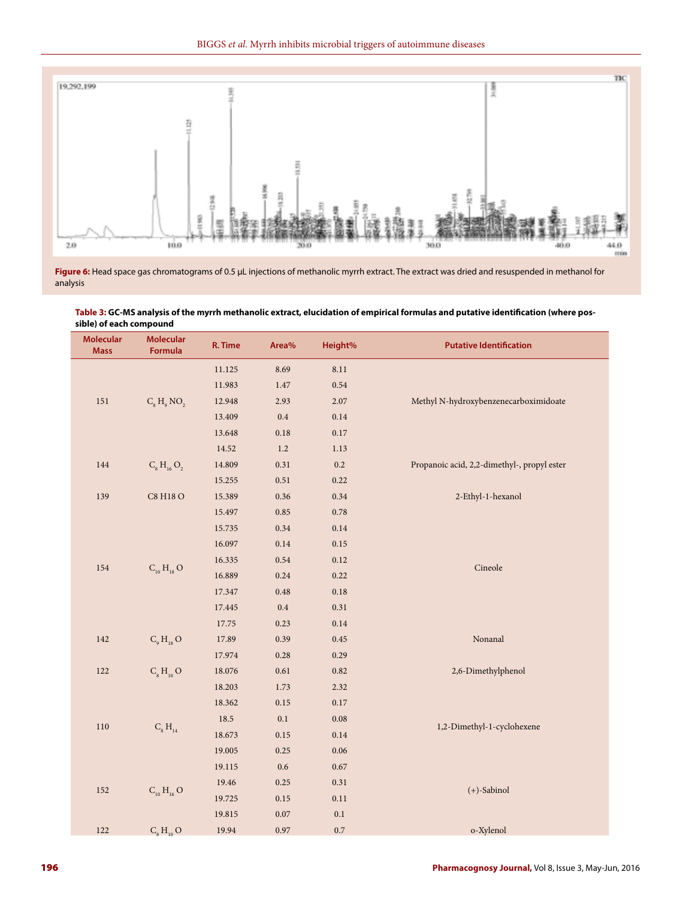**Figure 6:** Head space gas chromatograms of 0.5 µL injections of methanolic myrrh extract. The extract was dried and resuspended in methanol for analysis

**Table 3: GC-MS analysis of the myrrh methanolic extract, elucidation of empirical formulas and putative identification (where possible) of each compound**

| Molecular Mass | Molecular Formula | R. Time | Area% | Height% | Putative Identification |
|---|---|---|---|---|---|
| 151 | $C_8H_9NO_2$ | 11.125 | 8.69 | 8.11 | Methyl N-hydroxybenzenecarboximidoate |
| | | 11.983 | 1.47 | 0.54 | |
| | | 12.948 | 2.93 | 2.07 | |
| | | 13.409 | 0.4 | 0.14 | |
| | | 13.648 | 0.18 | 0.17 | |
| | | 14.52 | 1.2 | 1.13 | |
| 144 | $C_8H_{16}O_2$ | 14.809 | 0.31 | 0.2 | Propanoic acid, 2,2-dimethyl-, propyl ester |
| | | 15.255 | 0.51 | 0.22 | |
| 139 | C8 H18 O | 15.389 | 0.36 | 0.34 | 2-Ethyl-1-hexanol |
| 154 | $C_{10}H_{18}O$ | 15.497 | 0.85 | 0.78 | Cineole |
| | | 15.735 | 0.34 | 0.14 | |
| | | 16.097 | 0.14 | 0.15 | |
| | | 16.335 | 0.54 | 0.12 | |
| | | 16.889 | 0.24 | 0.22 | |
| | | 17.347 | 0.48 | 0.18 | |
| | | 17.445 | 0.4 | 0.31 | |
| | | 17.75 | 0.23 | 0.14 | |
| 142 | $C_9H_{18}O$ | 17.89 | 0.39 | 0.45 | Nonanal |
| 122 | $C_8H_{10}O$ | 17.974 | 0.28 | 0.29 | 2,6-Dimethylphenol |
| | | 18.076 | 0.61 | 0.82 | |
| | | 18.203 | 1.73 | 2.32 | |
| 110 | $C_8H_{14}$ | 18.362 | 0.15 | 0.17 | 1,2-Dimethyl-1-cyclohexene |
| | | 18.5 | 0.1 | 0.08 | |
| | | 18.673 | 0.15 | 0.14 | |
| | | 19.005 | 0.25 | 0.06 | |
| 152 | $C_{10}H_{16}O$ | 19.115 | 0.6 | 0.67 | (+)-Sabinol |
| | | 19.46 | 0.25 | 0.31 | |
| | | 19.725 | 0.15 | 0.11 | |
| | | 19.815 | 0.07 | 0.1 | |
| 122 | $C_8H_{10}O$ | 19.94 | 0.97 | 0.7 | o-Xylenol |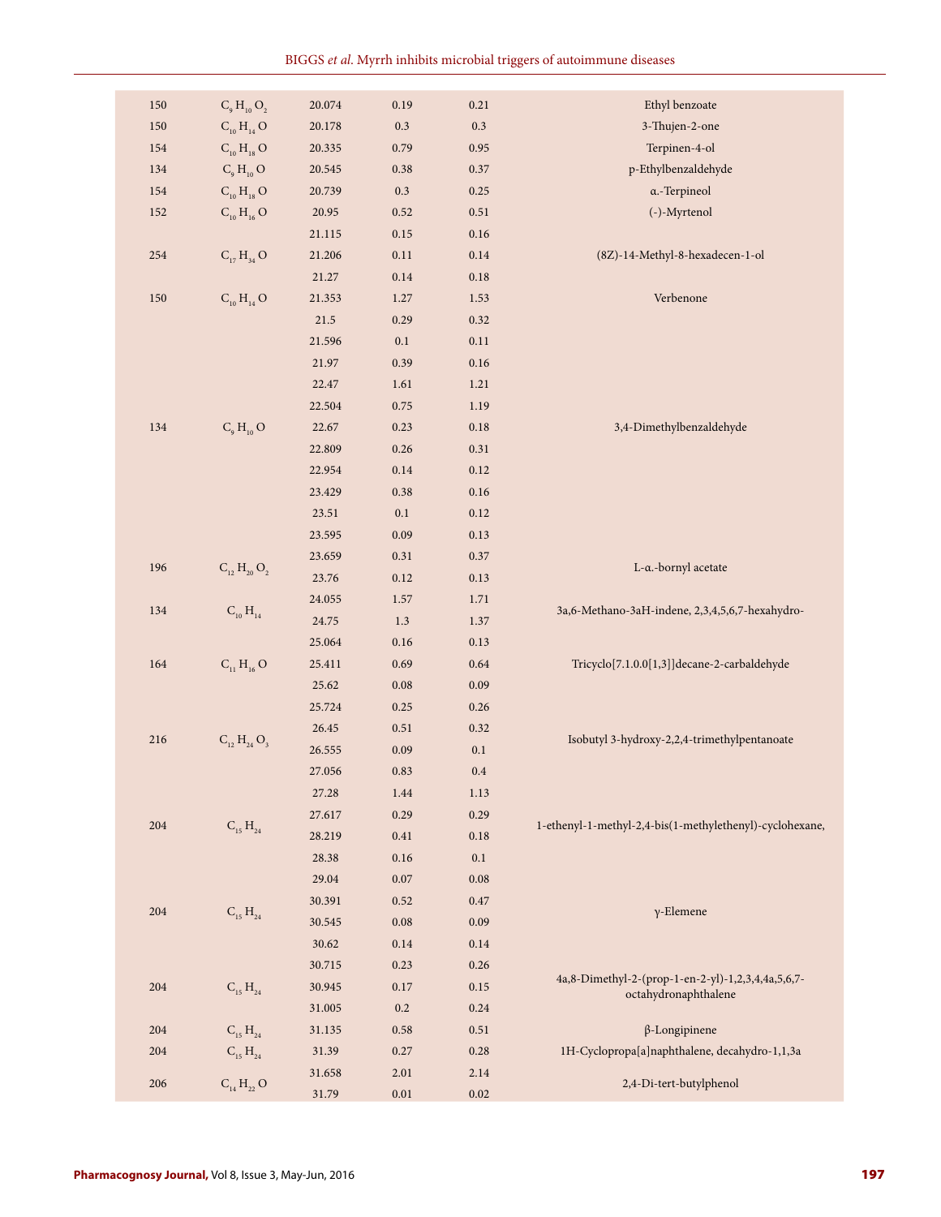| | | | | | |
|---|---|---|---|---|---|
| 150 | $C_9H_{10}O_2$ | 20.074 | 0.19 | 0.21 | Ethyl benzoate |
| 150 | $C_{10}H_{14}O$ | 20.178 | 0.3 | 0.3 | 3-Thujen-2-one |
| 154 | $C_{10}H_{18}O$ | 20.335 | 0.79 | 0.95 | Terpinen-4-ol |
| 134 | $C_9H_{10}O$ | 20.545 | 0.38 | 0.37 | p-Ethylbenzaldehyde |
| 154 | $C_{10}H_{18}O$ | 20.739 | 0.3 | 0.25 | α.-Terpineol |
| 152 | $C_{10}H_{16}O$ | 20.95 | 0.52 | 0.51 | (-)-Myrtenol |
| | | 21.115 | 0.15 | 0.16 | |
| 254 | $C_{17}H_{34}O$ | 21.206 | 0.11 | 0.14 | (8Z)-14-Methyl-8-hexadecen-1-ol |
| | | 21.27 | 0.14 | 0.18 | |
| 150 | $C_{10}H_{14}O$ | 21.353 | 1.27 | 1.53 | Verbenone |
| | | 21.5 | 0.29 | 0.32 | |
| | | 21.596 | 0.1 | 0.11 | |
| | | 21.97 | 0.39 | 0.16 | |
| | | 22.47 | 1.61 | 1.21 | |
| | | 22.504 | 0.75 | 1.19 | |
| 134 | $C_9H_{10}O$ | 22.67 | 0.23 | 0.18 | 3,4-Dimethylbenzaldehyde |
| | | 22.809 | 0.26 | 0.31 | |
| | | 22.954 | 0.14 | 0.12 | |
| | | 23.429 | 0.38 | 0.16 | |
| | | 23.51 | 0.1 | 0.12 | |
| | | 23.595 | 0.09 | 0.13 | |
| 196 | $C_{12}H_{20}O_2$ | 23.659 | 0.31 | 0.37 | L-α.-bornyl acetate |
| | | 23.76 | 0.12 | 0.13 | |
| 134 | $C_{10}H_{14}$ | 24.055 | 1.57 | 1.71 | 3a,6-Methano-3aH-indene, 2,3,4,5,6,7-hexahydro- |
| | | 24.75 | 1.3 | 1.37 | |
| | | 25.064 | 0.16 | 0.13 | |
| 164 | $C_{11}H_{16}O$ | 25.411 | 0.69 | 0.64 | Tricyclo[7.1.0.0[1,3]]decane-2-carbaldehyde |
| | | 25.62 | 0.08 | 0.09 | |
| | | 25.724 | 0.25 | 0.26 | |
| 216 | $C_{12}H_{24}O_3$ | 26.45 | 0.51 | 0.32 | Isobutyl 3-hydroxy-2,2,4-trimethylpentanoate |
| | | 26.555 | 0.09 | 0.1 | |
| | | 27.056 | 0.83 | 0.4 | |
| | | 27.28 | 1.44 | 1.13 | |
| 204 | $C_{15}H_{24}$ | 27.617 | 0.29 | 0.29 | 1-ethenyl-1-methyl-2,4-bis(1-methylethenyl)-cyclohexane, |
| | | 28.219 | 0.41 | 0.18 | |
| | | 28.38 | 0.16 | 0.1 | |
| | | 29.04 | 0.07 | 0.08 | |
| 204 | $C_{15}H_{24}$ | 30.391 | 0.52 | 0.47 | γ-Elemene |
| | | 30.545 | 0.08 | 0.09 | |
| | | 30.62 | 0.14 | 0.14 | |
| | | 30.715 | 0.23 | 0.26 | |
| 204 | $C_{15}H_{24}$ | 30.945 | 0.17 | 0.15 | 4a,8-Dimethyl-2-(prop-1-en-2-yl)-1,2,3,4,4a,5,6,7-octahydronaphthalene |
| | | 31.005 | 0.2 | 0.24 | |
| 204 | $C_{15}H_{24}$ | 31.135 | 0.58 | 0.51 | β-Longipinene |
| 204 | $C_{15}H_{24}$ | 31.39 | 0.27 | 0.28 | 1H-Cyclopropa[a]naphthalene, decahydro-1,1,3a |
| 206 | $C_{14}H_{22}O$ | 31.658 | 2.01 | 2.14 | 2,4-Di-tert-butylphenol |
| | | 31.79 | 0.01 | 0.02 | |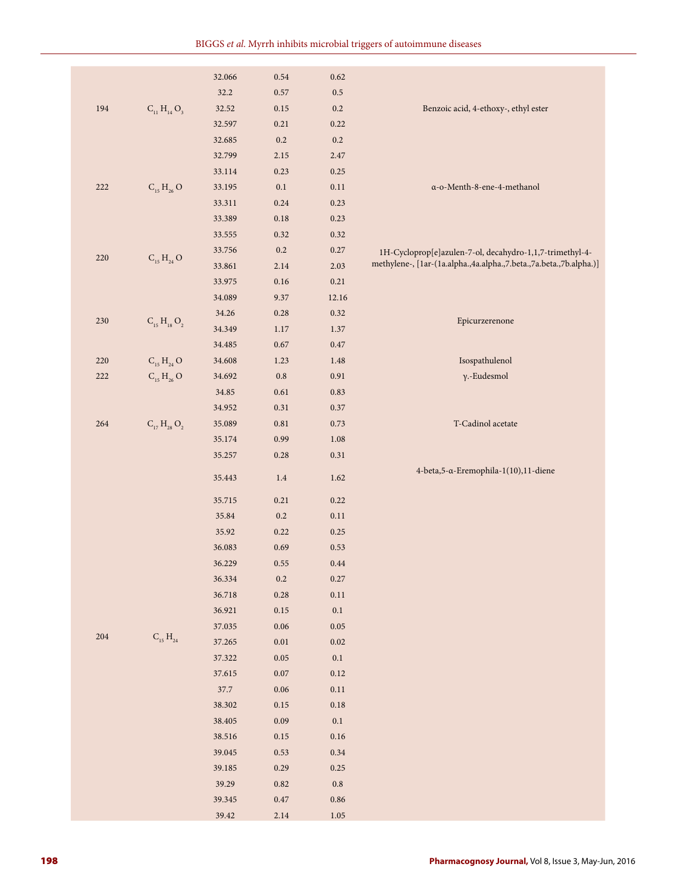| | | 32.066 | 0.54 | 0.62 | |
|---|---|---|---|---|---|
| | | 32.2 | 0.57 | 0.5 | |
| 194 | $C_{11}H_{14}O_3$ | 32.52 | 0.15 | 0.2 | Benzoic acid, 4-ethoxy-, ethyl ester |
| | | 32.597 | 0.21 | 0.22 | |
| | | 32.685 | 0.2 | 0.2 | |
| | | 32.799 | 2.15 | 2.47 | |
| | | 33.114 | 0.23 | 0.25 | |
| 222 | $C_{15}H_{26}O$ | 33.195 | 0.1 | 0.11 | α-o-Menth-8-ene-4-methanol |
| | | 33.311 | 0.24 | 0.23 | |
| | | 33.389 | 0.18 | 0.23 | |
| | | 33.555 | 0.32 | 0.32 | |
| 220 | $C_{15}H_{24}O$ | 33.756 | 0.2 | 0.27 | 1H-Cycloprop[e]azulen-7-ol, decahydro-1,1,7-trimethyl-4-methylene-, [1ar-(1a.alpha.,4a.alpha.,7.beta.,7a.beta.,7b.alpha.)] |
| | | 33.861 | 2.14 | 2.03 | |
| | | 33.975 | 0.16 | 0.21 | |
| | | 34.089 | 9.37 | 12.16 | |
| 230 | $C_{15}H_{18}O_2$ | 34.26 | 0.28 | 0.32 | Epicurzerenone |
| | | 34.349 | 1.17 | 1.37 | |
| | | 34.485 | 0.67 | 0.47 | |
| 220 | $C_{15}H_{24}O$ | 34.608 | 1.23 | 1.48 | Isospathulenol |
| 222 | $C_{15}H_{26}O$ | 34.692 | 0.8 | 0.91 | γ.-Eudesmol |
| | | 34.85 | 0.61 | 0.83 | |
| | | 34.952 | 0.31 | 0.37 | |
| 264 | $C_{17}H_{28}O_2$ | 35.089 | 0.81 | 0.73 | T-Cadinol acetate |
| | | 35.174 | 0.99 | 1.08 | |
| | | 35.257 | 0.28 | 0.31 | |
| | | 35.443 | 1.4 | 1.62 | 4-beta,5-α-Eremophila-1(10),11-diene |
| | | 35.715 | 0.21 | 0.22 | |
| | | 35.84 | 0.2 | 0.11 | |
| | | 35.92 | 0.22 | 0.25 | |
| | | 36.083 | 0.69 | 0.53 | |
| | | 36.229 | 0.55 | 0.44 | |
| | | 36.334 | 0.2 | 0.27 | |
| | | 36.718 | 0.28 | 0.11 | |
| | | 36.921 | 0.15 | 0.1 | |
| 204 | $C_{15}H_{24}$ | 37.035 | 0.06 | 0.05 | |
| | | 37.265 | 0.01 | 0.02 | |
| | | 37.322 | 0.05 | 0.1 | |
| | | 37.615 | 0.07 | 0.12 | |
| | | 37.7 | 0.06 | 0.11 | |
| | | 38.302 | 0.15 | 0.18 | |
| | | 38.405 | 0.09 | 0.1 | |
| | | 38.516 | 0.15 | 0.16 | |
| | | 39.045 | 0.53 | 0.34 | |
| | | 39.185 | 0.29 | 0.25 | |
| | | 39.29 | 0.82 | 0.8 | |
| | | 39.345 | 0.47 | 0.86 | |
| | | 39.42 | 2.14 | 1.05 | |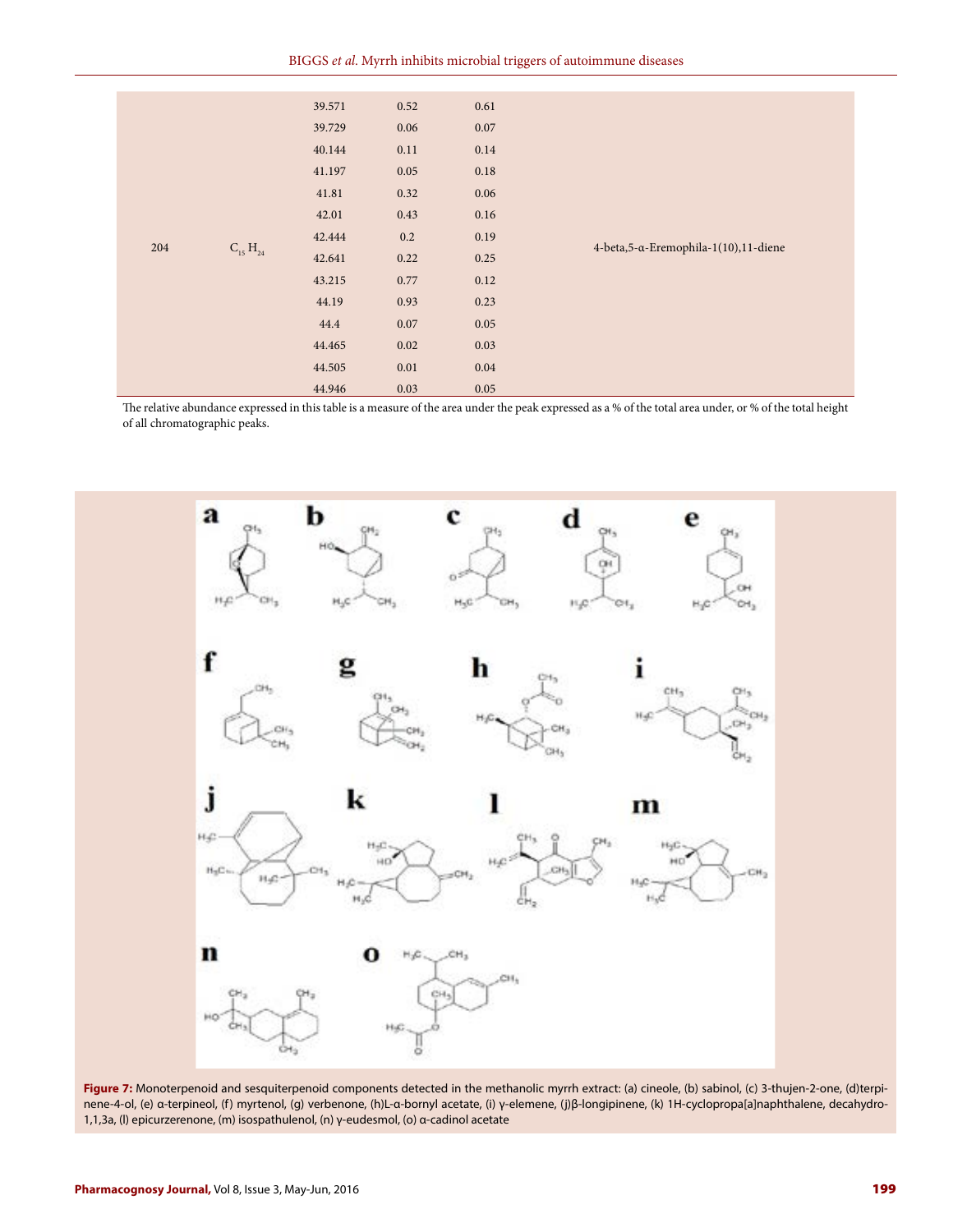| | | | | | |
|---|---|---|---|---|---|
| 204 | $C_{15}H_{24}$ | 39.571 | 0.52 | 0.61 | 4-beta,5-α-Eremophila-1(10),11-diene |
| | | 39.729 | 0.06 | 0.07 | |
| | | 40.144 | 0.11 | 0.14 | |
| | | 41.197 | 0.05 | 0.18 | |
| | | 41.81 | 0.32 | 0.06 | |
| | | 42.01 | 0.43 | 0.16 | |
| | | 42.444 | 0.2 | 0.19 | |
| | | 42.641 | 0.22 | 0.25 | |
| | | 43.215 | 0.77 | 0.12 | |
| | | 44.19 | 0.93 | 0.23 | |
| | | 44.4 | 0.07 | 0.05 | |
| | | 44.465 | 0.02 | 0.03 | |
| | | 44.505 | 0.01 | 0.04 | |
| | | 44.946 | 0.03 | 0.05 | |

The relative abundance expressed in this table is a measure of the area under the peak expressed as a % of the total area under, or % of the total height of all chromatographic peaks.

**Figure 7:** Monoterpenoid and sesquiterpenoid components detected in the methanolic myrrh extract: (a) cineole, (b) sabinol, (c) 3-thujen-2-one, (d)terpinene-4-ol, (e) α-terpineol, (f) myrtenol, (g) verbenone, (h)L-α-bornyl acetate, (i) γ-elemene, (j)β-longipinene, (k) 1H-cyclopropa[a]naphthalene, decahydro-1,1,3a, (l) epicurzerenone, (m) isospathulenol, (n) γ-eudesmol, (o) α-cadinol acetate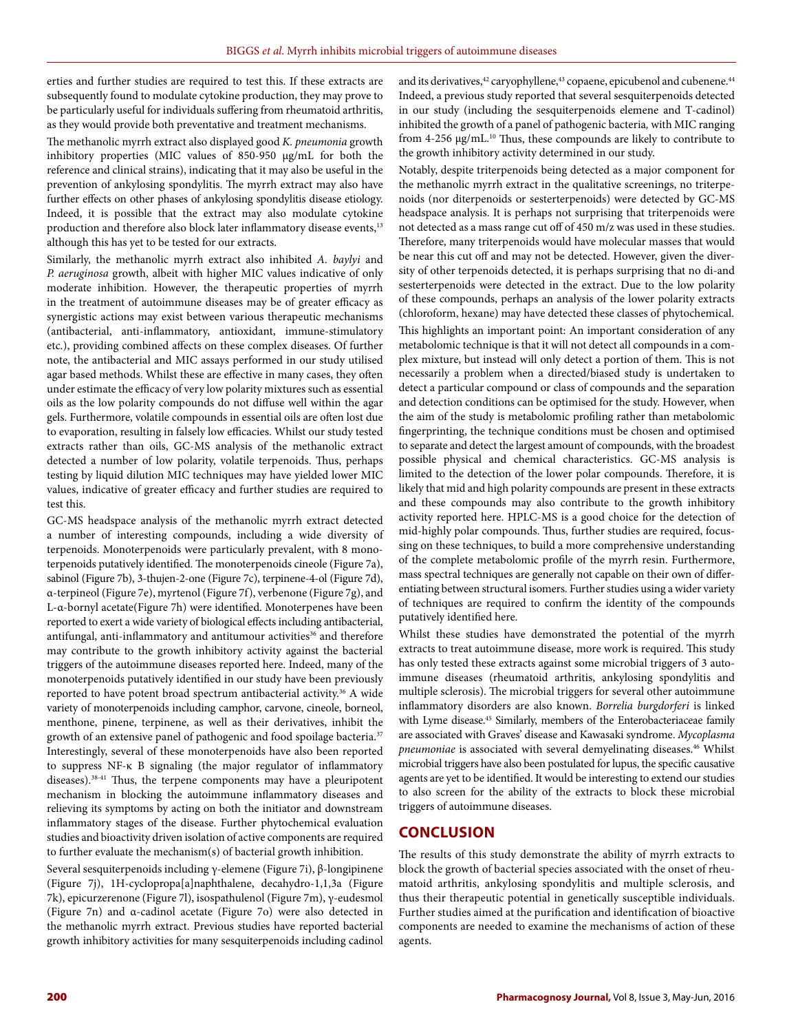erties and further studies are required to test this. If these extracts are subsequently found to modulate cytokine production, they may prove to be particularly useful for individuals suffering from rheumatoid arthritis, as they would provide both preventative and treatment mechanisms.

The methanolic myrrh extract also displayed good *K. pneumonia* growth inhibitory properties (MIC values of 850-950 µg/mL for both the reference and clinical strains), indicating that it may also be useful in the prevention of ankylosing spondylitis. The myrrh extract may also have further effects on other phases of ankylosing spondylitis disease etiology. Indeed, it is possible that the extract may also modulate cytokine production and therefore also block later inflammatory disease events,[13] although this has yet to be tested for our extracts.

Similarly, the methanolic myrrh extract also inhibited *A. baylyi* and *P. aeruginosa* growth, albeit with higher MIC values indicative of only moderate inhibition. However, the therapeutic properties of myrrh in the treatment of autoimmune diseases may be of greater efficacy as synergistic actions may exist between various therapeutic mechanisms (antibacterial, anti-inflammatory, antioxidant, immune-stimulatory etc.), providing combined affects on these complex diseases. Of further note, the antibacterial and MIC assays performed in our study utilised agar based methods. Whilst these are effective in many cases, they often under estimate the efficacy of very low polarity mixtures such as essential oils as the low polarity compounds do not diffuse well within the agar gels. Furthermore, volatile compounds in essential oils are often lost due to evaporation, resulting in falsely low efficacies. Whilst our study tested extracts rather than oils, GC-MS analysis of the methanolic extract detected a number of low polarity, volatile terpenoids. Thus, perhaps testing by liquid dilution MIC techniques may have yielded lower MIC values, indicative of greater efficacy and further studies are required to test this.

GC-MS headspace analysis of the methanolic myrrh extract detected a number of interesting compounds, including a wide diversity of terpenoids. Monoterpenoids were particularly prevalent, with 8 monoterpenoids putatively identified. The monoterpenoids cineole (Figure 7a), sabinol (Figure 7b), 3-thujen-2-one (Figure 7c), terpinene-4-ol (Figure 7d), α-terpineol (Figure 7e), myrtenol (Figure 7f), verbenone (Figure 7g), and L-α-bornyl acetate(Figure 7h) were identified. Monoterpenes have been reported to exert a wide variety of biological effects including antibacterial, antifungal, anti-inflammatory and antitumour activities[36] and therefore may contribute to the growth inhibitory activity against the bacterial triggers of the autoimmune diseases reported here. Indeed, many of the monoterpenoids putatively identified in our study have been previously reported to have potent broad spectrum antibacterial activity.[36] A wide variety of monoterpenoids including camphor, carvone, cineole, borneol, menthone, pinene, terpinene, as well as their derivatives, inhibit the growth of an extensive panel of pathogenic and food spoilage bacteria.[37] Interestingly, several of these monoterpenoids have also been reported to suppress NF-κ B signaling (the major regulator of inflammatory diseases).[38-41] Thus, the terpene components may have a pleuripotent mechanism in blocking the autoimmune inflammatory diseases and relieving its symptoms by acting on both the initiator and downstream inflammatory stages of the disease. Further phytochemical evaluation studies and bioactivity driven isolation of active components are required to further evaluate the mechanism(s) of bacterial growth inhibition.

Several sesquiterpenoids including γ-elemene (Figure 7i), β-longipinene (Figure 7j), 1H-cyclopropa[a]naphthalene, decahydro-1,1,3a (Figure 7k), epicurzerenone (Figure 7l), isospathulenol (Figure 7m), γ-eudesmol (Figure 7n) and α-cadinol acetate (Figure 7o) were also detected in the methanolic myrrh extract. Previous studies have reported bacterial growth inhibitory activities for many sesquiterpenoids including cadinol and its derivatives,[42] caryophyllene,[43] copaene, epicubenol and cubenene.[44] Indeed, a previous study reported that several sesquiterpenoids detected in our study (including the sesquiterpenoids elemene and T-cadinol) inhibited the growth of a panel of pathogenic bacteria, with MIC ranging from 4-256 µg/mL.[10] Thus, these compounds are likely to contribute to the growth inhibitory activity determined in our study.

Notably, despite triterpenoids being detected as a major component for the methanolic myrrh extract in the qualitative screenings, no triterpenoids (nor diterpenoids or sesterterpenoids) were detected by GC-MS headspace analysis. It is perhaps not surprising that triterpenoids were not detected as a mass range cut off of 450 m/z was used in these studies. Therefore, many triterpenoids would have molecular masses that would be near this cut off and may not be detected. However, given the diversity of other terpenoids detected, it is perhaps surprising that no di-and sesterterpenoids were detected in the extract. Due to the low polarity of these compounds, perhaps an analysis of the lower polarity extracts (chloroform, hexane) may have detected these classes of phytochemical.

This highlights an important point: An important consideration of any metabolomic technique is that it will not detect all compounds in a complex mixture, but instead will only detect a portion of them. This is not necessarily a problem when a directed/biased study is undertaken to detect a particular compound or class of compounds and the separation and detection conditions can be optimised for the study. However, when the aim of the study is metabolomic profiling rather than metabolomic fingerprinting, the technique conditions must be chosen and optimised to separate and detect the largest amount of compounds, with the broadest possible physical and chemical characteristics. GC-MS analysis is limited to the detection of the lower polar compounds. Therefore, it is likely that mid and high polarity compounds are present in these extracts and these compounds may also contribute to the growth inhibitory activity reported here. HPLC-MS is a good choice for the detection of mid-highly polar compounds. Thus, further studies are required, focussing on these techniques, to build a more comprehensive understanding of the complete metabolomic profile of the myrrh resin. Furthermore, mass spectral techniques are generally not capable on their own of differentiating between structural isomers. Further studies using a wider variety of techniques are required to confirm the identity of the compounds putatively identified here.

Whilst these studies have demonstrated the potential of the myrrh extracts to treat autoimmune disease, more work is required. This study has only tested these extracts against some microbial triggers of 3 autoimmune diseases (rheumatoid arthritis, ankylosing spondylitis and multiple sclerosis). The microbial triggers for several other autoimmune inflammatory disorders are also known. *Borrelia burgdorferi* is linked with Lyme disease.[45] Similarly, members of the Enterobacteriaceae family are associated with Graves' disease and Kawasaki syndrome. *Mycoplasma pneumoniae* is associated with several demyelinating diseases.[46] Whilst microbial triggers have also been postulated for lupus, the specific causative agents are yet to be identified. It would be interesting to extend our studies to also screen for the ability of the extracts to block these microbial triggers of autoimmune diseases.

## CONCLUSION

The results of this study demonstrate the ability of myrrh extracts to block the growth of bacterial species associated with the onset of rheumatoid arthritis, ankylosing spondylitis and multiple sclerosis, and thus their therapeutic potential in genetically susceptible individuals. Further studies aimed at the purification and identification of bioactive components are needed to examine the mechanisms of action of these agents.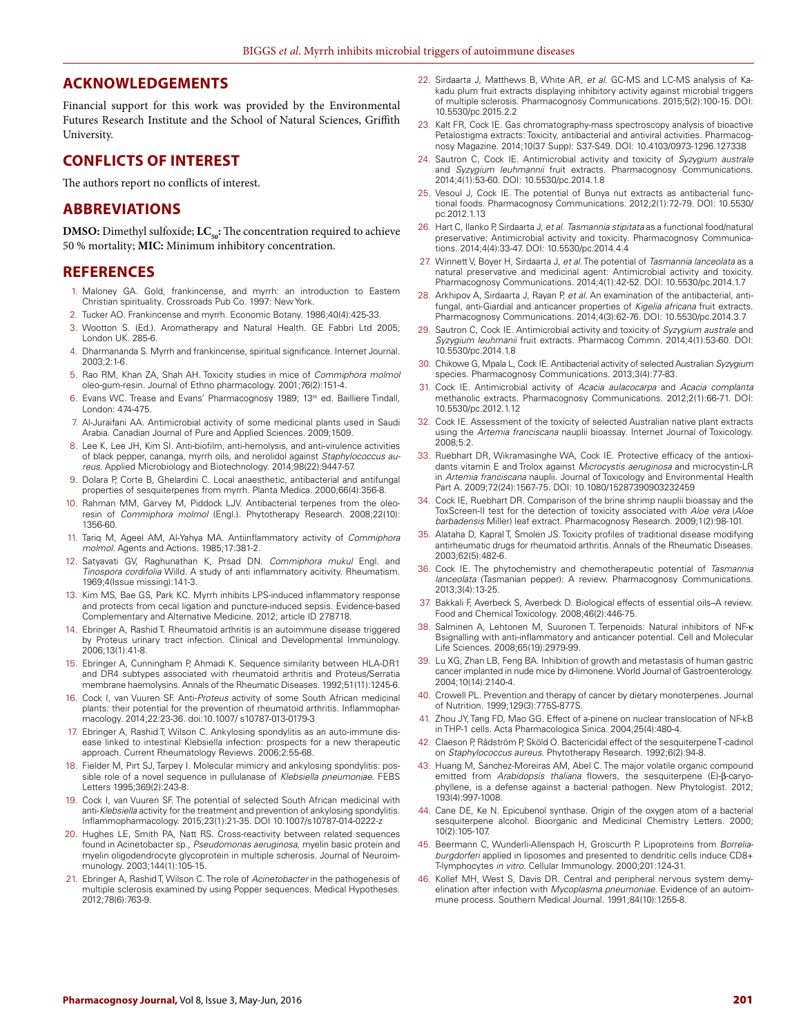## ACKNOWLEDGEMENTS

Financial support for this work was provided by the Environmental Futures Research Institute and the School of Natural Sciences, Griffith University.

## CONFLICTS OF INTEREST

The authors report no conflicts of interest.

## ABBREVIATIONS

**DMSO:** Dimethyl sulfoxide; **$LC_{50}$:** The concentration required to achieve 50 % mortality; **MIC:** Minimum inhibitory concentration.

## REFERENCES

1. Maloney GA. Gold, frankincense, and myrrh: an introduction to Eastern Christian spirituality. Crossroads Pub Co. 1997: New York.
2. Tucker AO. Frankincense and myrrh. Economic Botany. 1986;40(4):425-33.
3. Wootton S. (Ed.). Aromatherapy and Natural Health. GE Fabbri Ltd 2005; London UK. 285-6.
4. Dharmananda S. Myrrh and frankincense, spiritual significance. Internet Journal. 2003;2:1-6.
5. Rao RM, Khan ZA, Shah AH. Toxicity studies in mice of *Commiphora molmol* oleo-gum-resin. Journal of Ethno pharmacology. 2001;76(2):151-4.
6. Evans WC. Trease and Evans' Pharmacognosy 1989; 13th ed. Bailliere Tindall, London: 474-475.
7. Al-Juraifani AA. Antimicrobial activity of some medicinal plants used in Saudi Arabia. Canadian Journal of Pure and Applied Sciences. 2009;1509.
8. Lee K, Lee JH, Kim SI. Anti-biofilm, anti-hemolysis, and anti-virulence activities of black pepper, cananga, myrrh oils, and nerolidol against *Staphylococcus aureus*. Applied Microbiology and Biotechnology. 2014;98(22):9447-57.
9. Dolara P, Corte B, Ghelardini C. Local anaesthetic, antibacterial and antifungal properties of sesquiterpenes from myrrh. Planta Medica. 2000;66(4):356-8.
10. Rahman MM, Garvey M, Piddock LJV. Antibacterial terpenes from the oleo-resin of *Commiphora molmol* (Engl.). Phytotherapy Research. 2008;22(10): 1356-60.
11. Tariq M, Ageel AM, Al-Yahya MA. Antiinflammatory activity of *Commiphora molmol*. Agents and Actions. 1985;17:381-2.
12. Satyavati GV, Raghunathan K, Prsad DN. *Commiphora mukul* Engl. and *Tinospora cordifolia* Willd. A study of anti inflammatory acitivity. Rheumatism. 1969;4(Issue missing):141-3.
13. Kim MS, Bae GS, Park KC. Myrrh inhibits LPS-induced inflammatory response and protects from cecal ligation and puncture-induced sepsis. Evidence-based Complementary and Alternative Medicine. 2012; article ID 278718.
14. Ebringer A, Rashid T. Rheumatoid arthritis is an autoimmune disease triggered by Proteus urinary tract infection. Clinical and Developmental Immunology. 2006;13(1):41-8.
15. Ebringer A, Cunningham P, Ahmadi K. Sequence similarity between HLA-DR1 and DR4 subtypes associated with rheumatoid arthritis and Proteus/Serratia membrane haemolysins. Annals of the Rheumatic Diseases. 1992;51(11):1245-6.
16. Cock I, van Vuuren SF. Anti-*Proteus* activity of some South African medicinal plants: their potential for the prevention of rheumatoid arthritis. Inflammopharmacology. 2014;22:23-36. doi:10.1007/ s10787-013-0179-3
17. Ebringer A, Rashid T, Wilson C. Ankylosing spondylitis as an auto-immune disease linked to intestinal Klebsiella infection: prospects for a new therapeutic approach. Current Rheumatology Reviews. 2006;2:55-68.
18. Fielder M, Pirt SJ, Tarpey I. Molecular mimicry and ankylosing spondylitis: possible role of a novel sequence in pullulanase of *Klebsiella pneumoniae*. FEBS Letters 1995;369(2):243-8.
19. Cock I, van Vuuren SF. The potential of selected South African medicinal with anti-*Klebsiella* activity for the treatment and prevention of ankylosing spondylitis. Inflammopharmacology. 2015;23(1):21-35. DOI 10.1007/s10787-014-0222-z
20. Hughes LE, Smith PA, Natt RS. Cross-reactivity between related sequences found in Acinetobacter sp., *Pseudomonas aeruginosa*, myelin basic protein and myelin oligodendrocyte glycoprotein in multiple scherosis. Journal of Neuroimmunology. 2003;144(1):105-15.
21. Ebringer A, Rashid T, Wilson C. The role of *Acinetobacter* in the pathogenesis of multiple sclerosis examined by using Popper sequences. Medical Hypotheses. 2012;78(6):763-9.
22. Sirdaarta J, Matthews B, White AR, *et al.* GC-MS and LC-MS analysis of Kakadu plum fruit extracts displaying inhibitory activity against microbial triggers of multiple sclerosis. Pharmacognosy Communications. 2015;5(2):100-15. DOI: 10.5530/pc.2015.2.2
23. Kalt FR, Cock IE. Gas chromatography-mass spectroscopy analysis of bioactive Petalostigma extracts: Toxicity, antibacterial and antiviral activities. Pharmacognosy Magazine. 2014;10(37 Supp): S37-S49. DOI: 10.4103/0973-1296.127338
24. Sautron C, Cock IE. Antimicrobial activity and toxicity of *Syzygium australe* and *Syzygium leuhmannii* fruit extracts. Pharmacognosy Communications. 2014;4(1):53-60. DOI: 10.5530/pc.2014.1.8
25. Vesoul J, Cock IE. The potential of Bunya nut extracts as antibacterial functional foods. Pharmacognosy Communications. 2012;2(1):72-79. DOI: 10.5530/ pc.2012.1.13
26. Hart C, Ilanko P, Sirdaarta J, *et al. Tasmannia stipitata* as a functional food/natural preservative: Antimicrobial activity and toxicity. Pharmacognosy Communications. 2014;4(4):33-47. DOI: 10.5530/pc.2014.4.4
27. Winnett V, Boyer H, Sirdaarta J, *et al.* The potential of *Tasmannia lanceolata* as a natural preservative and medicinal agent: Antimicrobial activity and toxicity. Pharmacognosy Communications. 2014;4(1):42-52. DOI: 10.5530/pc.2014.1.7
28. Arkhipov A, Sirdaarta J, Rayan P, *et al.* An examination of the antibacterial, antifungal, anti-Giardial and anticancer properties of *Kigelia africana* fruit extracts. Pharmacognosy Communications. 2014;4(3):62-76. DOI: 10.5530/pc.2014.3.7
29. Sautron C, Cock IE. Antimicrobial activity and toxicity of *Syzygium australe* and *Syzygium leuhmannii* fruit extracts. Pharmacog Commn. 2014;4(1):53-60. DOI: 10.5530/pc.2014.1.8
30. Chikowe G, Mpala L, Cock IE. Antibacterial activity of selected Australian *Syzygium* species. Pharmacognosy Communications. 2013;3(4):77-83.
31. Cock IE. Antimicrobial activity of *Acacia aulacocarpa* and *Acacia complanta* methanolic extracts. Pharmacognosy Communications. 2012;2(1):66-71. DOI: 10.5530/pc.2012.1.12
32. Cock IE. Assessment of the toxicity of selected Australian native plant extracts using the *Artemia franciscana* nauplii bioassay. Internet Journal of Toxicology. 2008;5:2.
33. Ruebhart DR, Wikramasinghe WA, Cock IE. Protective efficacy of the antioxidants vitamin E and Trolox against *Microcystis aeruginosa* and microcystin-LR in *Artemia franciscana* nauplii. Journal of Toxicology and Environmental Health Part A. 2009;72(24):1567-75. DOI: 10.1080/15287390903232459
34. Cock IE, Ruebhart DR. Comparison of the brine shrimp nauplii bioassay and the ToxScreen-II test for the detection of toxicity associated with *Aloe vera* (*Aloe barbadensis* Miller) leaf extract. Pharmacognosy Research. 2009;1(2):98-101.
35. Alataha D, Kapral T, Smolen JS. Toxicity profiles of traditional disease modifying antirheumatic drugs for rheumatoid arthritis. Annals of the Rheumatic Diseases. 2003;62(5):482-6.
36. Cock IE. The phytochemistry and chemotherapeutic potential of *Tasmannia lanceolata* (Tasmanian pepper): A review. Pharmacognosy Communications. 2013;3(4):13-25.
37. Bakkali F, Averbeck S, Averbeck D. Biological effects of essential oils–A review. Food and Chemical Toxicology. 2008;46(2):446-75.
38. Salminen A, Lehtonen M, Suuronen T. Terpenoids: Natural inhibitors of NF-κ Bsignalling with anti-inflammatory and anticancer potential. Cell and Molecular Life Sciences. 2008;65(19):2979-99.
39. Lu XG, Zhan LB, Feng BA. Inhibition of growth and metastasis of human gastric cancer implanted in nude mice by d-limonene. World Journal of Gastroenterology. 2004;10(14):2140-4.
40. Crowell PL. Prevention and therapy of cancer by dietary monoterpenes. Journal of Nutrition. 1999;129(3):775S-877S.
41. Zhou JY, Tang FD, Mao GG. Effect of a-pinene on nuclear translocation of NF-kB in THP-1 cells. Acta Pharmacologica Sinica. 2004;25(4):480-4.
42. Claeson P, Rådström P, Sköld O. Bactericidal effect of the sesquiterpene T-cadinol on *Staphylococcus aureus*. Phytotherapy Research. 1992;6(2):94-8.
43. Huang M, Sanchez-Moreiras AM, Abel C. The major volatile organic compound emitted from *Arabidopsis thaliana* flowers, the sesquiterpene (E)-β-caryophyllene, is a defense against a bacterial pathogen. New Phytologist. 2012; 193(4):997-1008.
44. Cane DE, Ke N. Epicubenol synthase. Origin of the oxygen atom of a bacterial sesquiterpene alcohol. Bioorganic and Medicinal Chemistry Letters. 2000; 10(2):105-107.
45. Beermann C, Wunderli-Allenspach H, Groscurth P. Lipoproteins from *Borrelia-burgdorferi* applied in liposomes and presented to dendritic cells induce CD8+ T-lymphocytes *in vitro*. Cellular Immunology. 2000;201:124-31.
46. Kollef MH, West S, Davis DR. Central and peripheral nervous system demyelination after infection with *Mycoplasma pneumoniae*. Evidence of an autoimmune process. Southern Medical Journal. 1991;84(10):1255-8.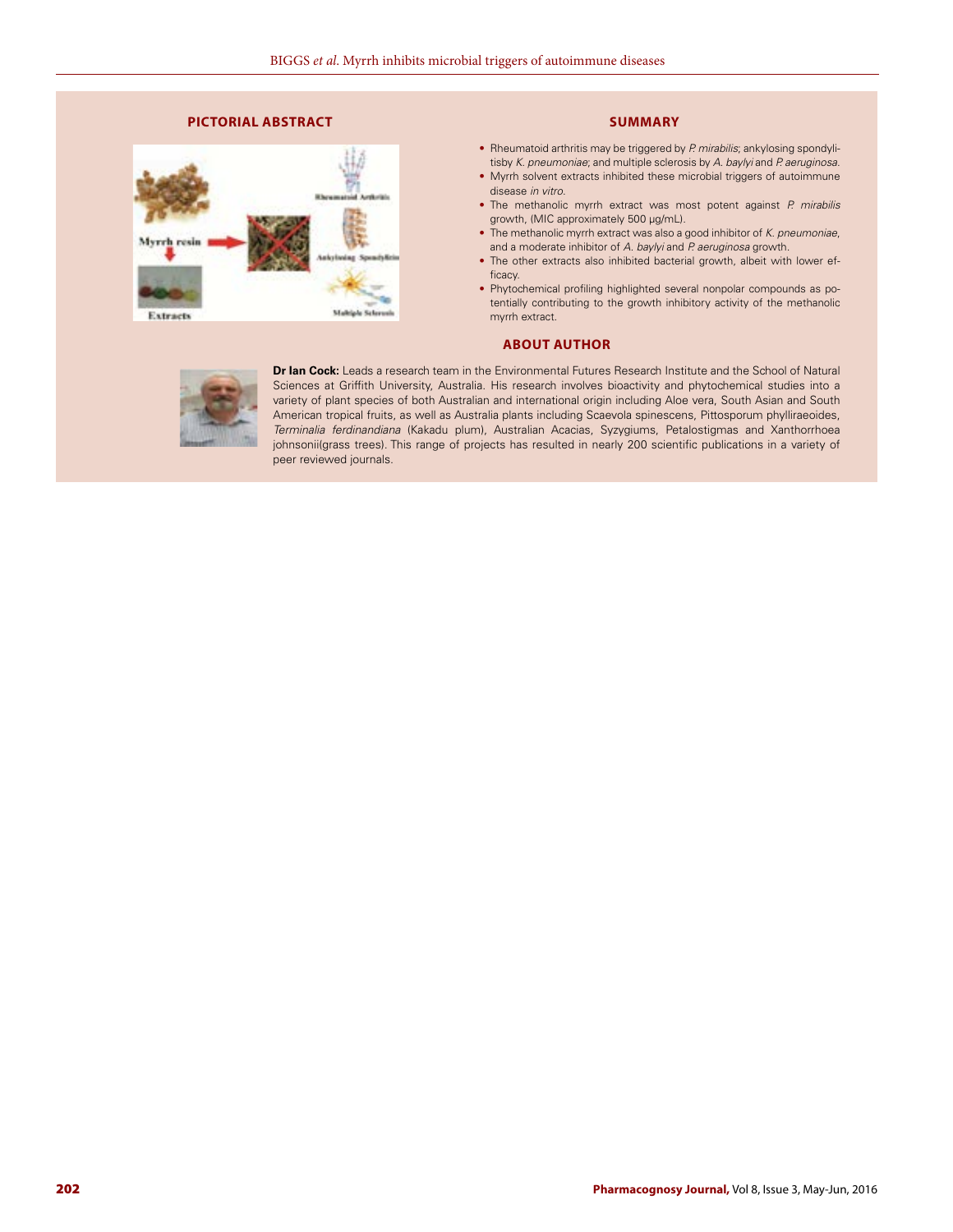## PICTORIAL ABSTRACT

Myrrh resin

Extracts

Rheumatoid Arthritis

Ankylosing Spondylitis

Multiple Sclerosis

## SUMMARY

- Rheumatoid arthritis may be triggered by *P. mirabilis*; ankylosing spondylitisby *K. pneumoniae*; and multiple sclerosis by *A. baylyi* and *P. aeruginosa*.
- Myrrh solvent extracts inhibited these microbial triggers of autoimmune disease *in vitro*.
- The methanolic myrrh extract was most potent against *P. mirabilis* growth, (MIC approximately 500 µg/mL).
- The methanolic myrrh extract was also a good inhibitor of *K. pneumoniae*, and a moderate inhibitor of *A. baylyi* and *P. aeruginosa* growth.
- The other extracts also inhibited bacterial growth, albeit with lower efficacy.
- Phytochemical profiling highlighted several nonpolar compounds as potentially contributing to the growth inhibitory activity of the methanolic myrrh extract.

## ABOUT AUTHOR

**Dr Ian Cock:** Leads a research team in the Environmental Futures Research Institute and the School of Natural Sciences at Griffith University, Australia. His research involves bioactivity and phytochemical studies into a variety of plant species of both Australian and international origin including Aloe vera, South Asian and South American tropical fruits, as well as Australia plants including Scaevola spinescens, Pittosporum phylliraeoides, *Terminalia ferdinandiana* (Kakadu plum), Australian Acacias, Syzygiums, Petalostigmas and Xanthorrhoea johnsonii(grass trees). This range of projects has resulted in nearly 200 scientific publications in a variety of peer reviewed journals.